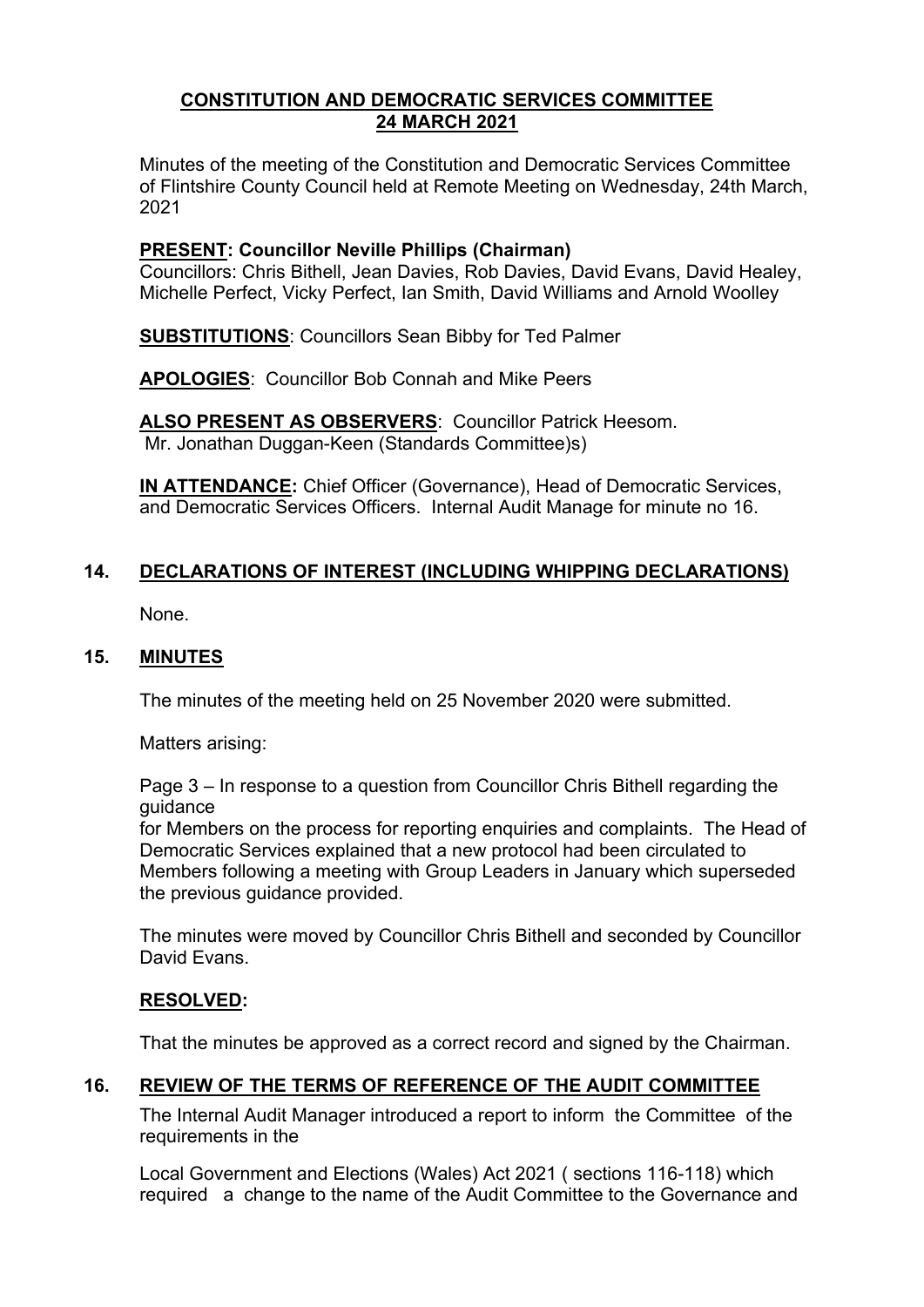# CONSTITUTION AND DEMOCRATIC SERVICES COMMITTEE
# 24 MARCH 2021

Minutes of the meeting of the Constitution and Democratic Services Committee of Flintshire County Council held at Remote Meeting on Wednesday, 24th March, 2021

**PRESENT: Councillor Neville Phillips (Chairman)**
Councillors: Chris Bithell, Jean Davies, Rob Davies, David Evans, David Healey, Michelle Perfect, Vicky Perfect, Ian Smith, David Williams and Arnold Woolley

**SUBSTITUTIONS**: Councillors Sean Bibby for Ted Palmer

**APOLOGIES**: Councillor Bob Connah and Mike Peers

**ALSO PRESENT AS OBSERVERS**: Councillor Patrick Heesom.
Mr. Jonathan Duggan-Keen (Standards Committee)s)

**IN ATTENDANCE:** Chief Officer (Governance), Head of Democratic Services, and Democratic Services Officers. Internal Audit Manage for minute no 16.

## 14. DECLARATIONS OF INTEREST (INCLUDING WHIPPING DECLARATIONS)

None.

## 15. MINUTES

The minutes of the meeting held on 25 November 2020 were submitted.

Matters arising:

Page 3 – In response to a question from Councillor Chris Bithell regarding the guidance
for Members on the process for reporting enquiries and complaints. The Head of Democratic Services explained that a new protocol had been circulated to Members following a meeting with Group Leaders in January which superseded the previous guidance provided.

The minutes were moved by Councillor Chris Bithell and seconded by Councillor David Evans.

**RESOLVED:**

That the minutes be approved as a correct record and signed by the Chairman.

## 16. REVIEW OF THE TERMS OF REFERENCE OF THE AUDIT COMMITTEE

The Internal Audit Manager introduced a report to inform the Committee of the requirements in the

Local Government and Elections (Wales) Act 2021 ( sections 116-118) which required a change to the name of the Audit Committee to the Governance and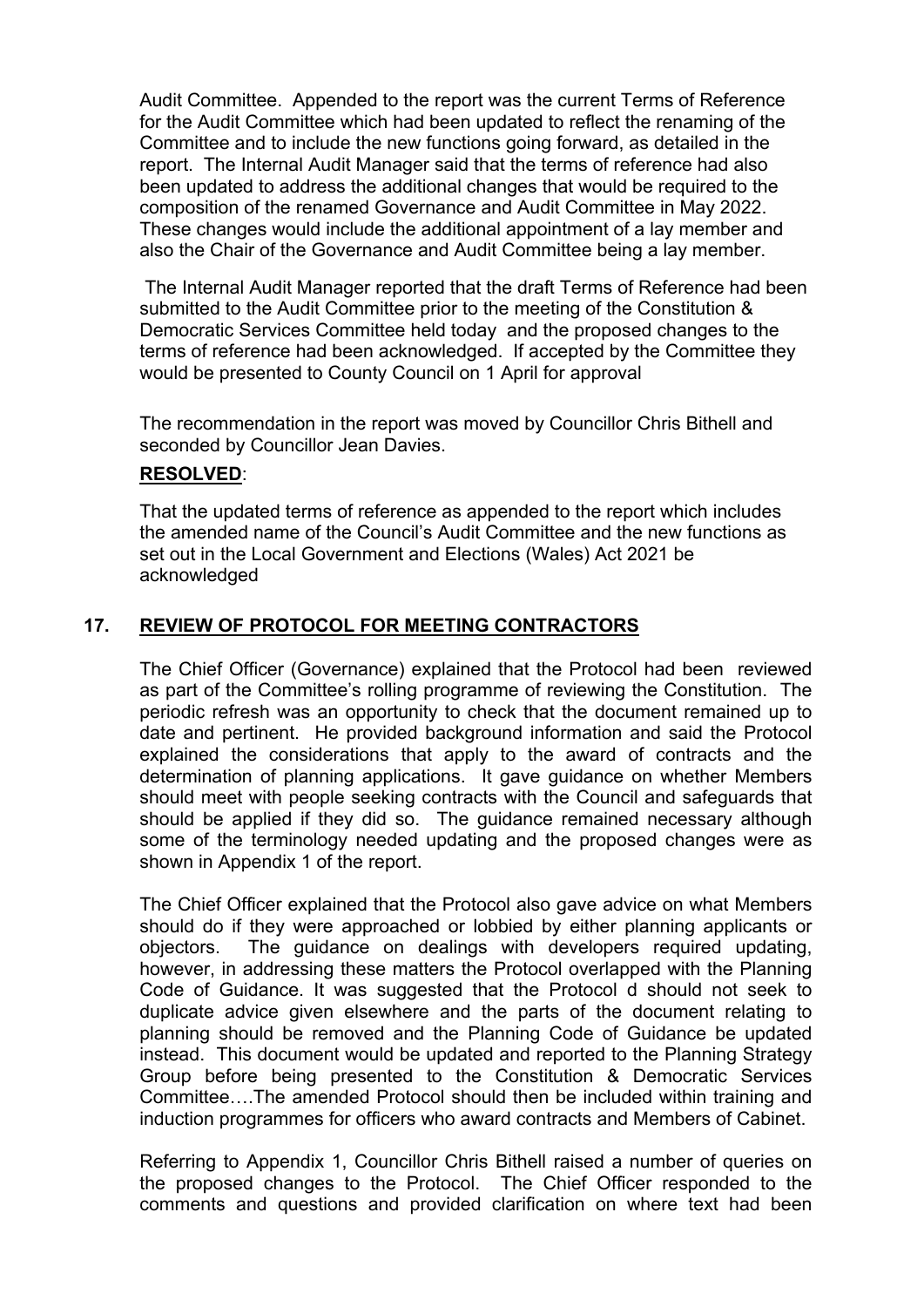Audit Committee. Appended to the report was the current Terms of Reference for the Audit Committee which had been updated to reflect the renaming of the Committee and to include the new functions going forward, as detailed in the report. The Internal Audit Manager said that the terms of reference had also been updated to address the additional changes that would be required to the composition of the renamed Governance and Audit Committee in May 2022. These changes would include the additional appointment of a lay member and also the Chair of the Governance and Audit Committee being a lay member.

The Internal Audit Manager reported that the draft Terms of Reference had been submitted to the Audit Committee prior to the meeting of the Constitution & Democratic Services Committee held today and the proposed changes to the terms of reference had been acknowledged. If accepted by the Committee they would be presented to County Council on 1 April for approval

The recommendation in the report was moved by Councillor Chris Bithell and seconded by Councillor Jean Davies.

**RESOLVED**:

That the updated terms of reference as appended to the report which includes the amended name of the Council's Audit Committee and the new functions as set out in the Local Government and Elections (Wales) Act 2021 be acknowledged

## 17. REVIEW OF PROTOCOL FOR MEETING CONTRACTORS

The Chief Officer (Governance) explained that the Protocol had been reviewed as part of the Committee's rolling programme of reviewing the Constitution. The periodic refresh was an opportunity to check that the document remained up to date and pertinent. He provided background information and said the Protocol explained the considerations that apply to the award of contracts and the determination of planning applications. It gave guidance on whether Members should meet with people seeking contracts with the Council and safeguards that should be applied if they did so. The guidance remained necessary although some of the terminology needed updating and the proposed changes were as shown in Appendix 1 of the report.

The Chief Officer explained that the Protocol also gave advice on what Members should do if they were approached or lobbied by either planning applicants or objectors. The guidance on dealings with developers required updating, however, in addressing these matters the Protocol overlapped with the Planning Code of Guidance. It was suggested that the Protocol d should not seek to duplicate advice given elsewhere and the parts of the document relating to planning should be removed and the Planning Code of Guidance be updated instead. This document would be updated and reported to the Planning Strategy Group before being presented to the Constitution & Democratic Services Committee….The amended Protocol should then be included within training and induction programmes for officers who award contracts and Members of Cabinet.

Referring to Appendix 1, Councillor Chris Bithell raised a number of queries on the proposed changes to the Protocol. The Chief Officer responded to the comments and questions and provided clarification on where text had been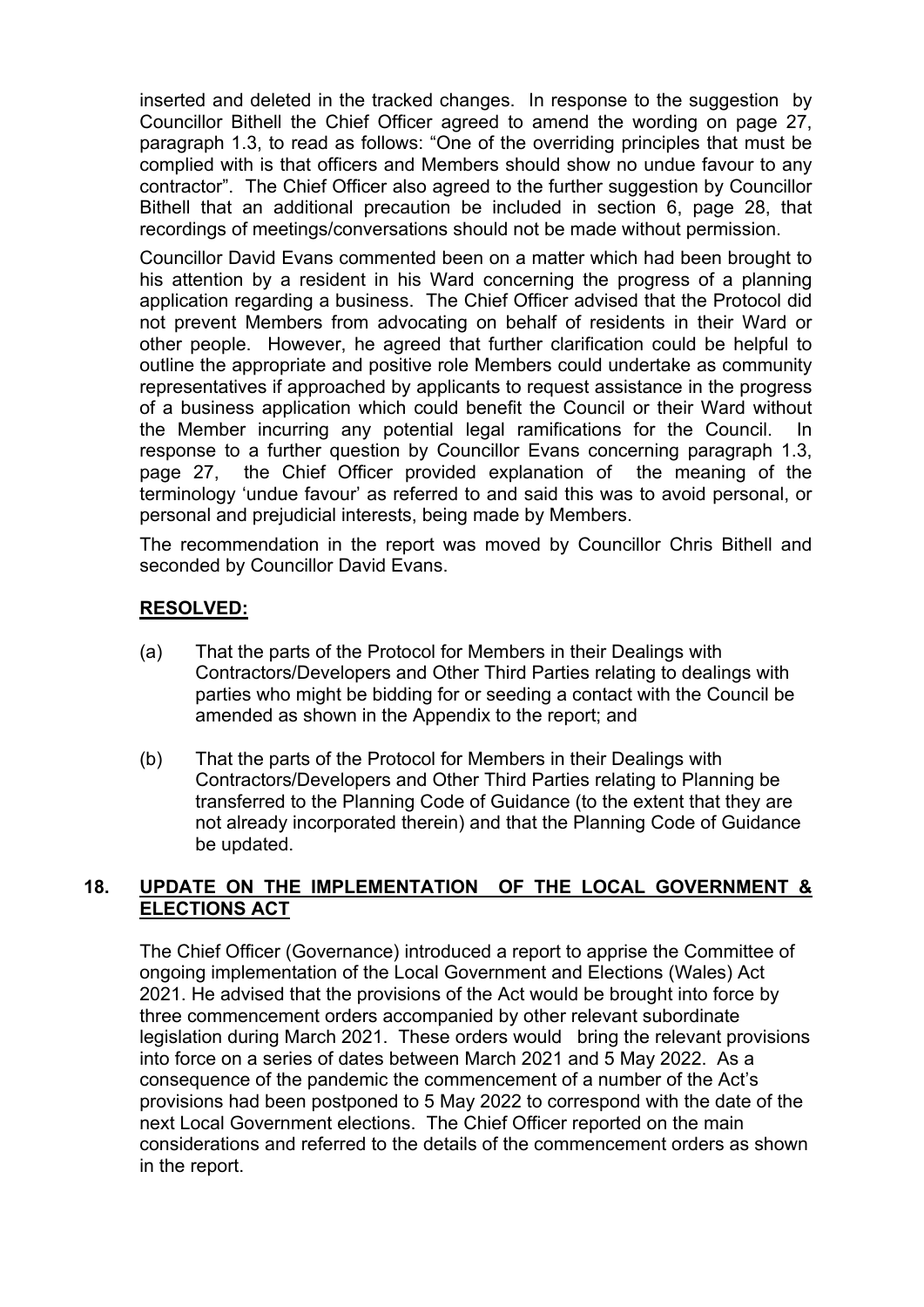inserted and deleted in the tracked changes. In response to the suggestion by Councillor Bithell the Chief Officer agreed to amend the wording on page 27, paragraph 1.3, to read as follows: "One of the overriding principles that must be complied with is that officers and Members should show no undue favour to any contractor". The Chief Officer also agreed to the further suggestion by Councillor Bithell that an additional precaution be included in section 6, page 28, that recordings of meetings/conversations should not be made without permission.

Councillor David Evans commented been on a matter which had been brought to his attention by a resident in his Ward concerning the progress of a planning application regarding a business. The Chief Officer advised that the Protocol did not prevent Members from advocating on behalf of residents in their Ward or other people. However, he agreed that further clarification could be helpful to outline the appropriate and positive role Members could undertake as community representatives if approached by applicants to request assistance in the progress of a business application which could benefit the Council or their Ward without the Member incurring any potential legal ramifications for the Council. In response to a further question by Councillor Evans concerning paragraph 1.3, page 27, the Chief Officer provided explanation of the meaning of the terminology 'undue favour' as referred to and said this was to avoid personal, or personal and prejudicial interests, being made by Members.

The recommendation in the report was moved by Councillor Chris Bithell and seconded by Councillor David Evans.

**RESOLVED:**

(a) That the parts of the Protocol for Members in their Dealings with Contractors/Developers and Other Third Parties relating to dealings with parties who might be bidding for or seeding a contact with the Council be amended as shown in the Appendix to the report; and

(b) That the parts of the Protocol for Members in their Dealings with Contractors/Developers and Other Third Parties relating to Planning be transferred to the Planning Code of Guidance (to the extent that they are not already incorporated therein) and that the Planning Code of Guidance be updated.

## 18. UPDATE ON THE IMPLEMENTATION OF THE LOCAL GOVERNMENT & ELECTIONS ACT

The Chief Officer (Governance) introduced a report to apprise the Committee of ongoing implementation of the Local Government and Elections (Wales) Act 2021. He advised that the provisions of the Act would be brought into force by three commencement orders accompanied by other relevant subordinate legislation during March 2021. These orders would bring the relevant provisions into force on a series of dates between March 2021 and 5 May 2022. As a consequence of the pandemic the commencement of a number of the Act's provisions had been postponed to 5 May 2022 to correspond with the date of the next Local Government elections. The Chief Officer reported on the main considerations and referred to the details of the commencement orders as shown in the report.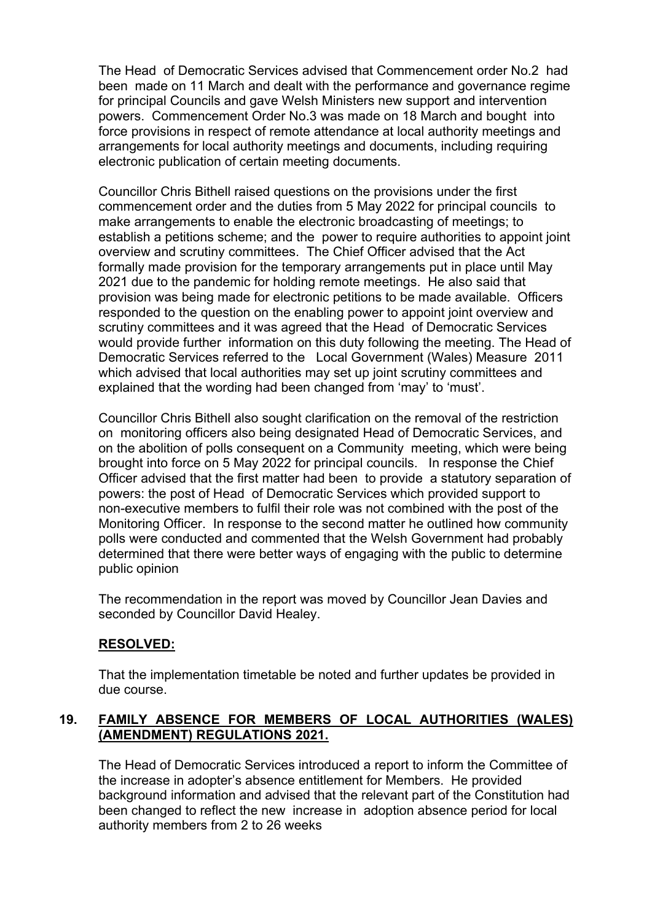The Head of Democratic Services advised that Commencement order No.2 had been made on 11 March and dealt with the performance and governance regime for principal Councils and gave Welsh Ministers new support and intervention powers. Commencement Order No.3 was made on 18 March and bought into force provisions in respect of remote attendance at local authority meetings and arrangements for local authority meetings and documents, including requiring electronic publication of certain meeting documents.

Councillor Chris Bithell raised questions on the provisions under the first commencement order and the duties from 5 May 2022 for principal councils to make arrangements to enable the electronic broadcasting of meetings; to establish a petitions scheme; and the power to require authorities to appoint joint overview and scrutiny committees. The Chief Officer advised that the Act formally made provision for the temporary arrangements put in place until May 2021 due to the pandemic for holding remote meetings. He also said that provision was being made for electronic petitions to be made available. Officers responded to the question on the enabling power to appoint joint overview and scrutiny committees and it was agreed that the Head of Democratic Services would provide further information on this duty following the meeting. The Head of Democratic Services referred to the Local Government (Wales) Measure 2011 which advised that local authorities may set up joint scrutiny committees and explained that the wording had been changed from 'may' to 'must'.

Councillor Chris Bithell also sought clarification on the removal of the restriction on monitoring officers also being designated Head of Democratic Services, and on the abolition of polls consequent on a Community meeting, which were being brought into force on 5 May 2022 for principal councils. In response the Chief Officer advised that the first matter had been to provide a statutory separation of powers: the post of Head of Democratic Services which provided support to non-executive members to fulfil their role was not combined with the post of the Monitoring Officer. In response to the second matter he outlined how community polls were conducted and commented that the Welsh Government had probably determined that there were better ways of engaging with the public to determine public opinion

The recommendation in the report was moved by Councillor Jean Davies and seconded by Councillor David Healey.

**RESOLVED:**

That the implementation timetable be noted and further updates be provided in due course.

## 19. FAMILY ABSENCE FOR MEMBERS OF LOCAL AUTHORITIES (WALES) (AMENDMENT) REGULATIONS 2021.

The Head of Democratic Services introduced a report to inform the Committee of the increase in adopter's absence entitlement for Members. He provided background information and advised that the relevant part of the Constitution had been changed to reflect the new increase in adoption absence period for local authority members from 2 to 26 weeks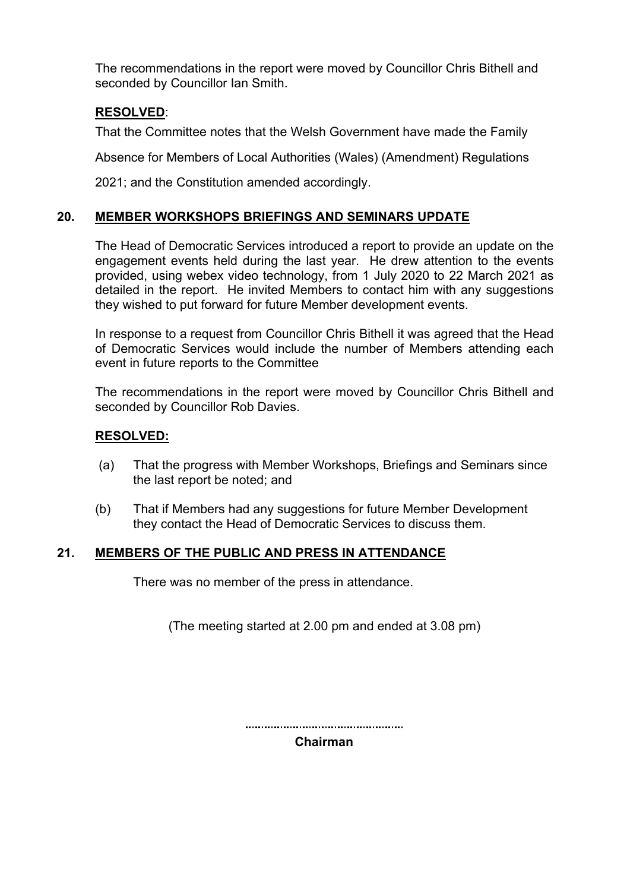The recommendations in the report were moved by Councillor Chris Bithell and seconded by Councillor Ian Smith.

**RESOLVED**:

That the Committee notes that the Welsh Government have made the Family Absence for Members of Local Authorities (Wales) (Amendment) Regulations 2021; and the Constitution amended accordingly.

## 20. MEMBER WORKSHOPS BRIEFINGS AND SEMINARS UPDATE

The Head of Democratic Services introduced a report to provide an update on the engagement events held during the last year. He drew attention to the events provided, using webex video technology, from 1 July 2020 to 22 March 2021 as detailed in the report. He invited Members to contact him with any suggestions they wished to put forward for future Member development events.

In response to a request from Councillor Chris Bithell it was agreed that the Head of Democratic Services would include the number of Members attending each event in future reports to the Committee

The recommendations in the report were moved by Councillor Chris Bithell and seconded by Councillor Rob Davies.

**RESOLVED:**

(a) That the progress with Member Workshops, Briefings and Seminars since the last report be noted; and

(b) That if Members had any suggestions for future Member Development they contact the Head of Democratic Services to discuss them.

## 21. MEMBERS OF THE PUBLIC AND PRESS IN ATTENDANCE

There was no member of the press in attendance.

(The meeting started at 2.00 pm and ended at 3.08 pm)

..................................................

**Chairman**